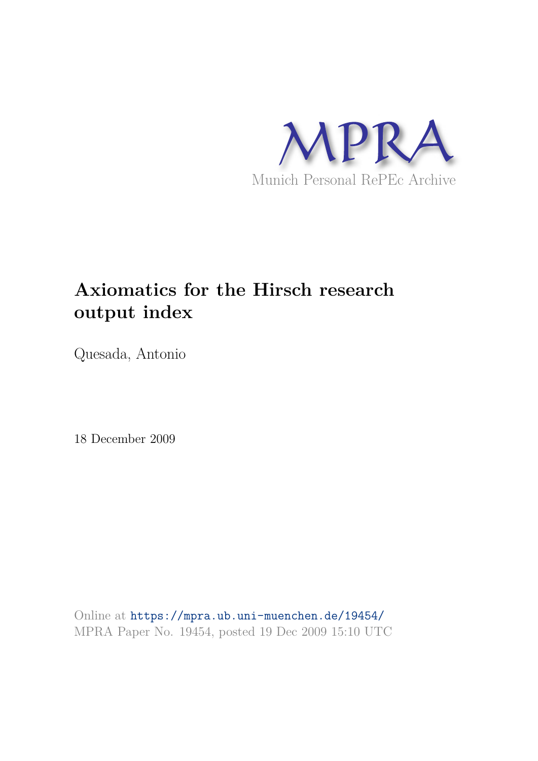MPRA

Munich Personal RePEc Archive

# Axiomatics for the Hirsch research output index

Quesada, Antonio

18 December 2009

Online at https://mpra.ub.uni-muenchen.de/19454/
MPRA Paper No. 19454, posted 19 Dec 2009 15:10 UTC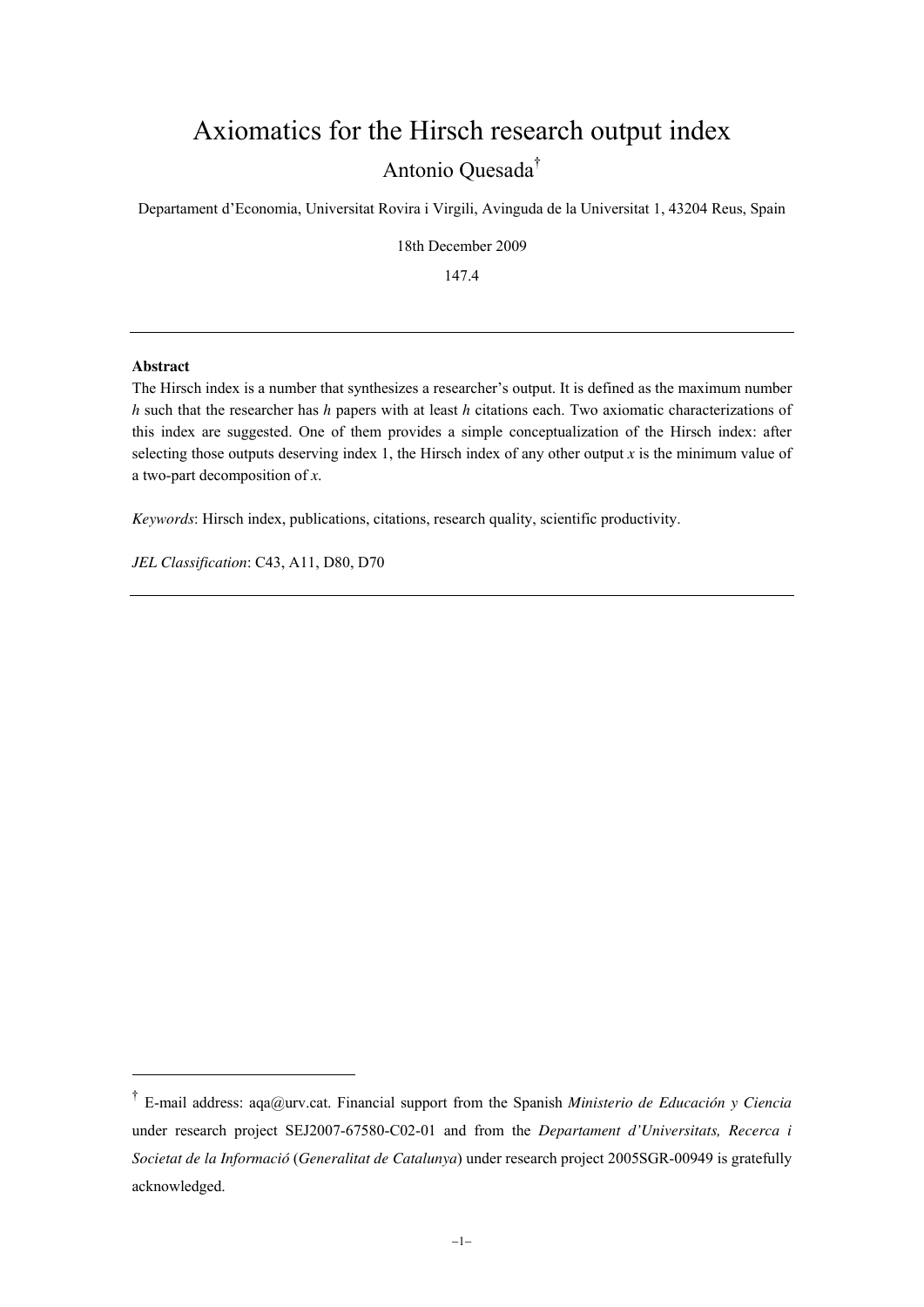# Axiomatics for the Hirsch research output index

Antonio Quesada[†]

Departament d'Economia, Universitat Rovira i Virgili, Avinguda de la Universitat 1, 43204 Reus, Spain

18th December 2009

147.4

---

**Abstract**

The Hirsch index is a number that synthesizes a researcher's output. It is defined as the maximum number $h$ such that the researcher has $h$ papers with at least $h$ citations each. Two axiomatic characterizations of this index are suggested. One of them provides a simple conceptualization of the Hirsch index: after selecting those outputs deserving index 1, the Hirsch index of any other output $x$ is the minimum value of a two-part decomposition of $x$.

*Keywords*: Hirsch index, publications, citations, research quality, scientific productivity.

*JEL Classification*: C43, A11, D80, D70

---

[†] E-mail address: aqa@urv.cat. Financial support from the Spanish *Ministerio de Educación y Ciencia* under research project SEJ2007-67580-C02-01 and from the *Departament d'Universitats, Recerca i Societat de la Informació* (*Generalitat de Catalunya*) under research project 2005SGR-00949 is gratefully acknowledged.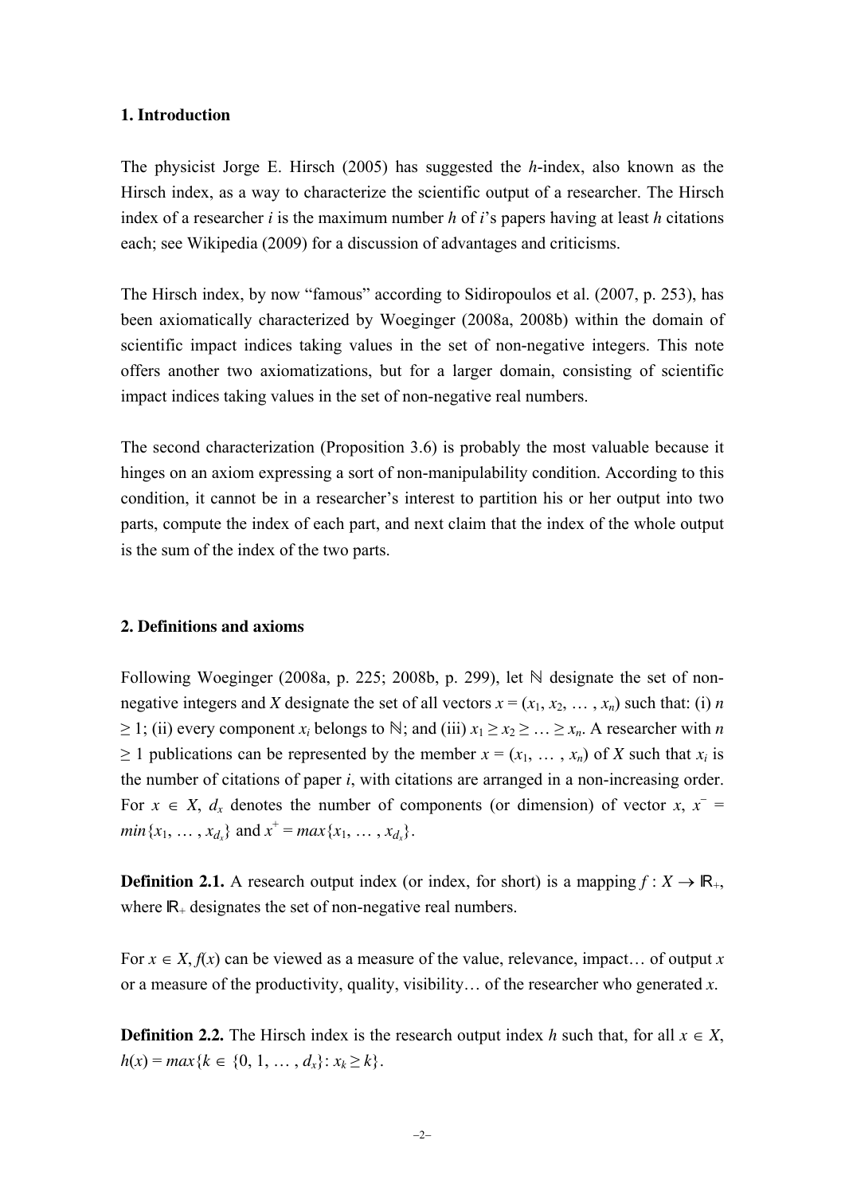## 1. Introduction

The physicist Jorge E. Hirsch (2005) has suggested the *h*-index, also known as the Hirsch index, as a way to characterize the scientific output of a researcher. The Hirsch index of a researcher $i$ is the maximum number $h$ of $i$'s papers having at least $h$ citations each; see Wikipedia (2009) for a discussion of advantages and criticisms.

The Hirsch index, by now "famous" according to Sidiropoulos et al. (2007, p. 253), has been axiomatically characterized by Woeginger (2008a, 2008b) within the domain of scientific impact indices taking values in the set of non-negative integers. This note offers another two axiomatizations, but for a larger domain, consisting of scientific impact indices taking values in the set of non-negative real numbers.

The second characterization (Proposition 3.6) is probably the most valuable because it hinges on an axiom expressing a sort of non-manipulability condition. According to this condition, it cannot be in a researcher's interest to partition his or her output into two parts, compute the index of each part, and next claim that the index of the whole output is the sum of the index of the two parts.

## 2. Definitions and axioms

Following Woeginger (2008a, p. 225; 2008b, p. 299), let $\mathbb{N}$ designate the set of non-negative integers and $X$ designate the set of all vectors $x = (x_1, x_2, \ldots, x_n)$ such that: (i) $n \geq 1$; (ii) every component $x_i$ belongs to $\mathbb{N}$; and (iii) $x_1 \geq x_2 \geq \ldots \geq x_n$. A researcher with $n \geq 1$ publications can be represented by the member $x = (x_1, \ldots, x_n)$ of $X$ such that $x_i$ is the number of citations of paper $i$, with citations are arranged in a non-increasing order. For $x \in X$, $d_x$ denotes the number of components (or dimension) of vector $x$, $x^- = min\{x_1, \ldots, x_{d_x}\}$ and $x^+ = max\{x_1, \ldots, x_{d_x}\}$.

**Definition 2.1.** A research output index (or index, for short) is a mapping $f : X \rightarrow \mathbb{R}_+$, where $\mathbb{R}_+$ designates the set of non-negative real numbers.

For $x \in X$, $f(x)$ can be viewed as a measure of the value, relevance, impact… of output $x$ or a measure of the productivity, quality, visibility… of the researcher who generated $x$.

**Definition 2.2.** The Hirsch index is the research output index $h$ such that, for all $x \in X$, $h(x) = max\{k \in \{0, 1, \ldots, d_x\}: x_k \geq k\}$.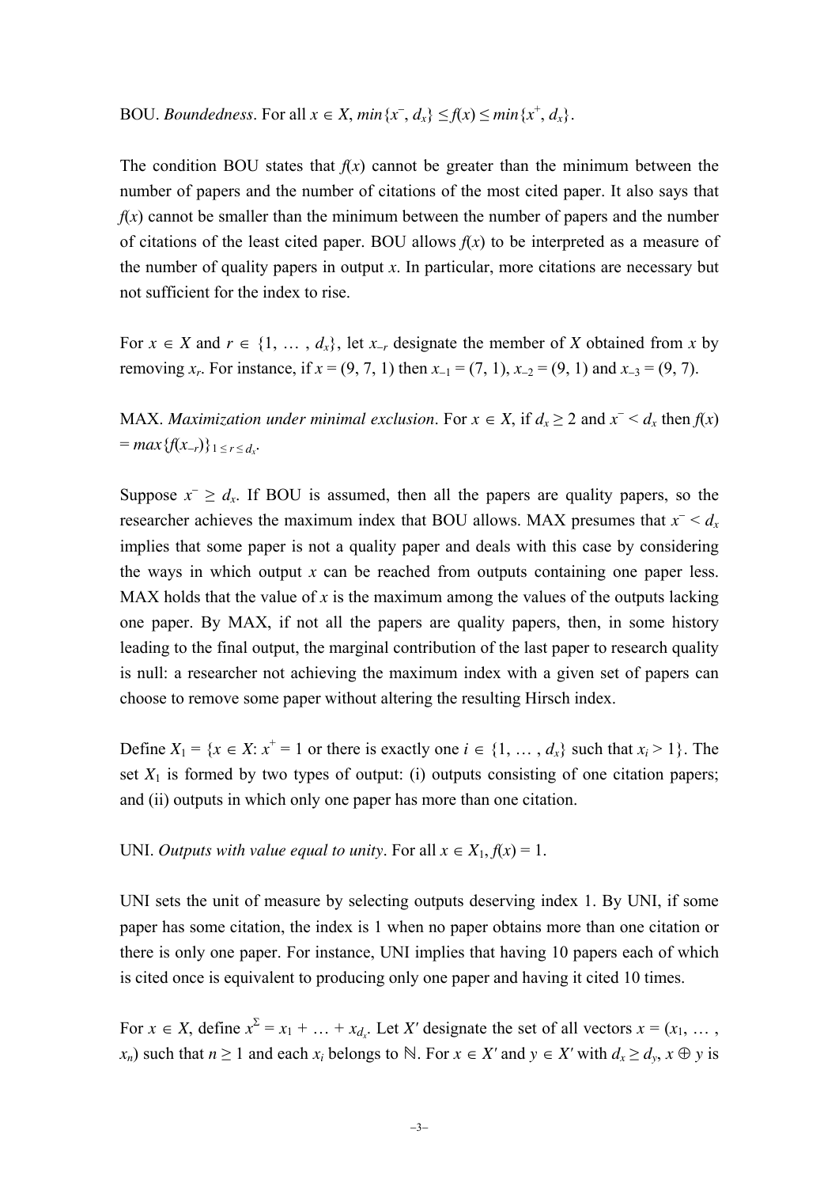BOU. *Boundedness*. For all $x \in X$, $min\{x^{-}, d_x\} \leq f(x) \leq min\{x^{+}, d_x\}$.

The condition BOU states that $f(x)$ cannot be greater than the minimum between the number of papers and the number of citations of the most cited paper. It also says that $f(x)$ cannot be smaller than the minimum between the number of papers and the number of citations of the least cited paper. BOU allows $f(x)$ to be interpreted as a measure of the number of quality papers in output $x$. In particular, more citations are necessary but not sufficient for the index to rise.

For $x \in X$ and $r \in \{1, \ldots, d_x\}$, let $x_{-r}$ designate the member of $X$ obtained from $x$ by removing $x_r$. For instance, if $x = (9, 7, 1)$ then $x_{-1} = (7, 1)$, $x_{-2} = (9, 1)$ and $x_{-3} = (9, 7)$.

MAX. *Maximization under minimal exclusion*. For $x \in X$, if $d_x \geq 2$ and $x^{-} < d_x$ then $f(x) = max\{f(x_{-r})\}_{1 \leq r \leq d_x}$.

Suppose $x^{-} \geq d_x$. If BOU is assumed, then all the papers are quality papers, so the researcher achieves the maximum index that BOU allows. MAX presumes that $x^{-} < d_x$ implies that some paper is not a quality paper and deals with this case by considering the ways in which output $x$ can be reached from outputs containing one paper less. MAX holds that the value of $x$ is the maximum among the values of the outputs lacking one paper. By MAX, if not all the papers are quality papers, then, in some history leading to the final output, the marginal contribution of the last paper to research quality is null: a researcher not achieving the maximum index with a given set of papers can choose to remove some paper without altering the resulting Hirsch index.

Define $X_1 = \{x \in X$: $x^{+} = 1$ or there is exactly one $i \in \{1, \ldots, d_x\}$ such that $x_i > 1\}$. The set $X_1$ is formed by two types of output: (i) outputs consisting of one citation papers; and (ii) outputs in which only one paper has more than one citation.

UNI. *Outputs with value equal to unity*. For all $x \in X_1$, $f(x) = 1$.

UNI sets the unit of measure by selecting outputs deserving index 1. By UNI, if some paper has some citation, the index is 1 when no paper obtains more than one citation or there is only one paper. For instance, UNI implies that having 10 papers each of which is cited once is equivalent to producing only one paper and having it cited 10 times.

For $x \in X$, define $x^{\Sigma} = x_1 + \ldots + x_{d_x}$. Let $X'$ designate the set of all vectors $x = (x_1, \ldots, x_n)$ such that $n \geq 1$ and each $x_i$ belongs to $\mathbb{N}$. For $x \in X'$ and $y \in X'$ with $d_x \geq d_y$, $x \oplus y$ is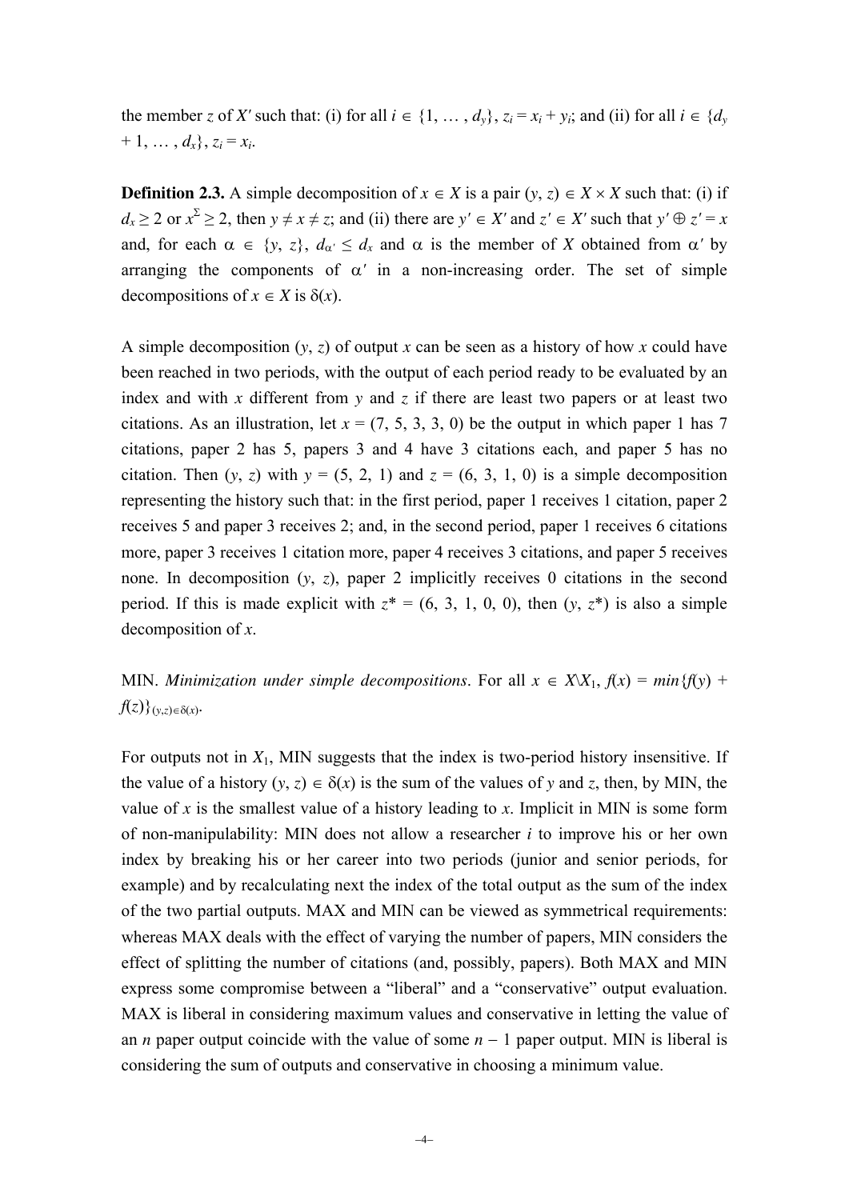the member $z$ of $X'$ such that: (i) for all $i \in \{1, \ldots, d_y\}$, $z_i = x_i + y_i$; and (ii) for all $i \in \{d_y + 1, \ldots, d_x\}$, $z_i = x_i$.

**Definition 2.3.** A simple decomposition of $x \in X$ is a pair $(y, z) \in X \times X$ such that: (i) if $d_x \geq 2$ or $x^{\Sigma} \geq 2$, then $y \neq x \neq z$; and (ii) there are $y' \in X'$ and $z' \in X'$ such that $y' \oplus z' = x$ and, for each $\alpha \in \{y, z\}$, $d_{\alpha'} \leq d_x$ and $\alpha$ is the member of $X$ obtained from $\alpha'$ by arranging the components of $\alpha'$ in a non-increasing order. The set of simple decompositions of $x \in X$ is $\delta(x)$.

A simple decomposition $(y, z)$ of output $x$ can be seen as a history of how $x$ could have been reached in two periods, with the output of each period ready to be evaluated by an index and with $x$ different from $y$ and $z$ if there are least two papers or at least two citations. As an illustration, let $x = (7, 5, 3, 3, 0)$ be the output in which paper 1 has 7 citations, paper 2 has 5, papers 3 and 4 have 3 citations each, and paper 5 has no citation. Then $(y, z)$ with $y = (5, 2, 1)$ and $z = (6, 3, 1, 0)$ is a simple decomposition representing the history such that: in the first period, paper 1 receives 1 citation, paper 2 receives 5 and paper 3 receives 2; and, in the second period, paper 1 receives 6 citations more, paper 3 receives 1 citation more, paper 4 receives 3 citations, and paper 5 receives none. In decomposition $(y, z)$, paper 2 implicitly receives 0 citations in the second period. If this is made explicit with $z^* = (6, 3, 1, 0, 0)$, then $(y, z^*)$ is also a simple decomposition of $x$.

MIN. *Minimization under simple decompositions*. For all $x \in X \backslash X_1$, $f(x) = min\{f(y) + f(z)\}_{(y,z) \in \delta(x)}$.

For outputs not in $X_1$, MIN suggests that the index is two-period history insensitive. If the value of a history $(y, z) \in \delta(x)$ is the sum of the values of $y$ and $z$, then, by MIN, the value of $x$ is the smallest value of a history leading to $x$. Implicit in MIN is some form of non-manipulability: MIN does not allow a researcher $i$ to improve his or her own index by breaking his or her career into two periods (junior and senior periods, for example) and by recalculating next the index of the total output as the sum of the index of the two partial outputs. MAX and MIN can be viewed as symmetrical requirements: whereas MAX deals with the effect of varying the number of papers, MIN considers the effect of splitting the number of citations (and, possibly, papers). Both MAX and MIN express some compromise between a "liberal" and a "conservative" output evaluation. MAX is liberal in considering maximum values and conservative in letting the value of an $n$ paper output coincide with the value of some $n - 1$ paper output. MIN is liberal is considering the sum of outputs and conservative in choosing a minimum value.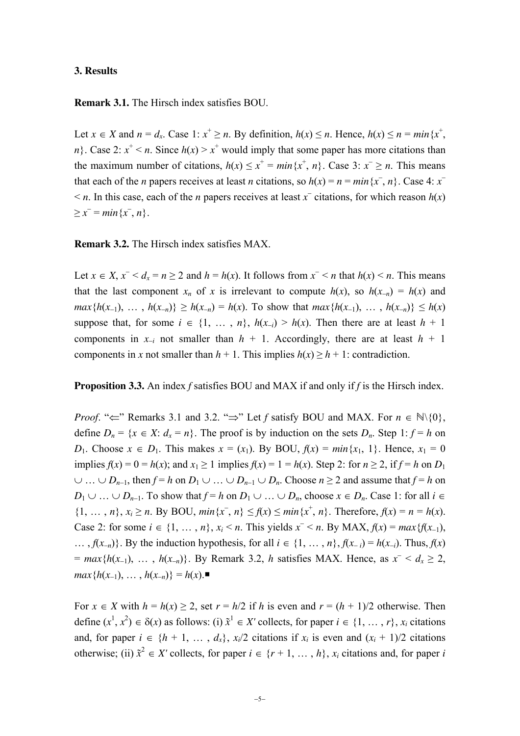### 3. Results

**Remark 3.1.** The Hirsch index satisfies BOU.

Let $x \in X$ and $n = d_x$. Case 1: $x^+ \geq n$. By definition, $h(x) \leq n$. Hence, $h(x) \leq n = min\{x^+, n\}$. Case 2: $x^+ < n$. Since $h(x) > x^+$ would imply that some paper has more citations than the maximum number of citations, $h(x) \leq x^+ = min\{x^+, n\}$. Case 3: $x^- \geq n$. This means that each of the $n$ papers receives at least $n$ citations, so $h(x) = n = min\{x^-, n\}$. Case 4: $x^- < n$. In this case, each of the $n$ papers receives at least $x^-$ citations, for which reason $h(x) \geq x^- = min\{x^-, n\}$.

**Remark 3.2.** The Hirsch index satisfies MAX.

Let $x \in X$, $x^- < d_x = n \geq 2$ and $h = h(x)$. It follows from $x^- < n$ that $h(x) < n$. This means that the last component $x_n$ of $x$ is irrelevant to compute $h(x)$, so $h(x_{-n}) = h(x)$ and $max\{h(x_{-1}), \ldots, h(x_{-n})\} \geq h(x_{-n}) = h(x)$. To show that $max\{h(x_{-1}), \ldots, h(x_{-n})\} \leq h(x)$ suppose that, for some $i \in \{1, \ldots, n\}$, $h(x_{-i}) > h(x)$. Then there are at least $h + 1$ components in $x_{-i}$ not smaller than $h + 1$. Accordingly, there are at least $h + 1$ components in $x$ not smaller than $h + 1$. This implies $h(x) \geq h + 1$: contradiction.

**Proposition 3.3.** An index $f$ satisfies BOU and MAX if and only if $f$ is the Hirsch index.

*Proof*. "$\Leftarrow$" Remarks 3.1 and 3.2. "$\Rightarrow$" Let $f$ satisfy BOU and MAX. For $n \in \mathbb{N}\backslash\{0\}$, define $D_n = \{x \in X: d_x = n\}$. The proof is by induction on the sets $D_n$. Step 1: $f = h$ on $D_1$. Choose $x \in D_1$. This makes $x = (x_1)$. By BOU, $f(x) = min\{x_1, 1\}$. Hence, $x_1 = 0$ implies $f(x) = 0 = h(x)$; and $x_1 \geq 1$ implies $f(x) = 1 = h(x)$. Step 2: for $n \geq 2$, if $f = h$ on $D_1 \cup \ldots \cup D_{n-1}$, then $f = h$ on $D_1 \cup \ldots \cup D_{n-1} \cup D_n$. Choose $n \geq 2$ and assume that $f = h$ on $D_1 \cup \ldots \cup D_{n-1}$. To show that $f = h$ on $D_1 \cup \ldots \cup D_n$, choose $x \in D_n$. Case 1: for all $i \in \{1, \ldots, n\}$, $x_i \geq n$. By BOU, $min\{x^-, n\} \leq f(x) \leq min\{x^+, n\}$. Therefore, $f(x) = n = h(x)$. Case 2: for some $i \in \{1, \ldots, n\}$, $x_i < n$. This yields $x^- < n$. By MAX, $f(x) = max\{f(x_{-1}), \ldots, f(x_{-n})\}$. By the induction hypothesis, for all $i \in \{1, \ldots, n\}$, $f(x_{-i}) = h(x_{-i})$. Thus, $f(x) = max\{h(x_{-1}), \ldots, h(x_{-n})\}$. By Remark 3.2, $h$ satisfies MAX. Hence, as $x^- < d_x \geq 2$, $max\{h(x_{-1}), \ldots, h(x_{-n})\} = h(x)$.■

For $x \in X$ with $h = h(x) \geq 2$, set $r = h/2$ if $h$ is even and $r = (h + 1)/2$ otherwise. Then define $(x^1, x^2) \in \delta(x)$ as follows: (i) $\tilde{x}^1 \in X'$ collects, for paper $i \in \{1, \ldots, r\}$, $x_i$ citations and, for paper $i \in \{h + 1, \ldots, d_x\}$, $x_i/2$ citations if $x_i$ is even and $(x_i + 1)/2$ citations otherwise; (ii) $\tilde{x}^2 \in X'$ collects, for paper $i \in \{r + 1, \ldots, h\}$, $x_i$ citations and, for paper $i$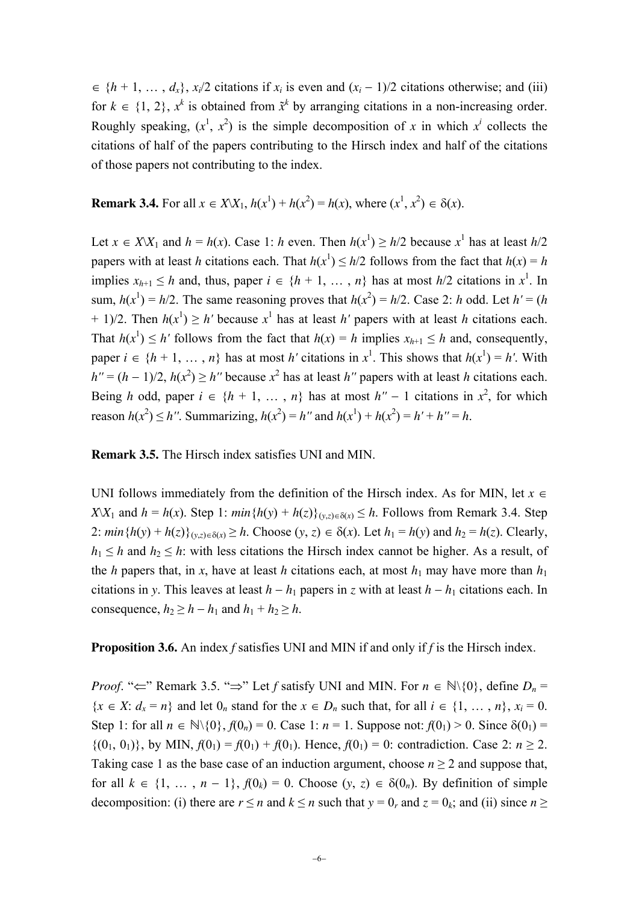$\in \{h + 1, \dots, d_x\}$, $x_i/2$ citations if $x_i$ is even and $(x_i - 1)/2$ citations otherwise; and (iii) for $k \in \{1, 2\}$, $x^k$ is obtained from $\tilde{x}^k$ by arranging citations in a non-increasing order. Roughly speaking, $(x^1, x^2)$ is the simple decomposition of $x$ in which $x^i$ collects the citations of half of the papers contributing to the Hirsch index and half of the citations of those papers not contributing to the index.

**Remark 3.4.** For all $x \in X \backslash X_1$, $h(x^1) + h(x^2) = h(x)$, where $(x^1, x^2) \in \delta(x)$.

Let $x \in X \backslash X_1$ and $h = h(x)$. Case 1: $h$ even. Then $h(x^1) \geq h/2$ because $x^1$ has at least $h/2$ papers with at least $h$ citations each. That $h(x^1) \leq h/2$ follows from the fact that $h(x) = h$ implies $x_{h+1} \leq h$ and, thus, paper $i \in \{h + 1, \dots, n\}$ has at most $h/2$ citations in $x^1$. In sum, $h(x^1) = h/2$. The same reasoning proves that $h(x^2) = h/2$. Case 2: $h$ odd. Let $h' = (h + 1)/2$. Then $h(x^1) \geq h'$ because $x^1$ has at least $h'$ papers with at least $h$ citations each. That $h(x^1) \leq h'$ follows from the fact that $h(x) = h$ implies $x_{h+1} \leq h$ and, consequently, paper $i \in \{h + 1, \dots, n\}$ has at most $h'$ citations in $x^1$. This shows that $h(x^1) = h'$. With $h'' = (h - 1)/2$, $h(x^2) \geq h''$ because $x^2$ has at least $h''$ papers with at least $h$ citations each. Being $h$ odd, paper $i \in \{h + 1, \dots, n\}$ has at most $h'' - 1$ citations in $x^2$, for which reason $h(x^2) \leq h''$. Summarizing, $h(x^2) = h''$ and $h(x^1) + h(x^2) = h' + h'' = h$.

**Remark 3.5.** The Hirsch index satisfies UNI and MIN.

UNI follows immediately from the definition of the Hirsch index. As for MIN, let $x \in X \backslash X_1$ and $h = h(x)$. Step 1: $min\{h(y) + h(z)\}_{(y,z)\in\delta(x)} \leq h$. Follows from Remark 3.4. Step 2: $min\{h(y) + h(z)\}_{(y,z)\in\delta(x)} \geq h$. Choose $(y, z) \in \delta(x)$. Let $h_1 = h(y)$ and $h_2 = h(z)$. Clearly, $h_1 \leq h$ and $h_2 \leq h$: with less citations the Hirsch index cannot be higher. As a result, of the $h$ papers that, in $x$, have at least $h$ citations each, at most $h_1$ may have more than $h_1$ citations in $y$. This leaves at least $h - h_1$ papers in $z$ with at least $h - h_1$ citations each. In consequence, $h_2 \geq h - h_1$ and $h_1 + h_2 \geq h$.

**Proposition 3.6.** An index $f$ satisfies UNI and MIN if and only if $f$ is the Hirsch index.

*Proof.* "$\Leftarrow$" Remark 3.5. "$\Rightarrow$" Let $f$ satisfy UNI and MIN. For $n \in \mathbb{N}\backslash\{0\}$, define $D_n = \{x \in X: d_x = n\}$ and let $0_n$ stand for the $x \in D_n$ such that, for all $i \in \{1, \dots, n\}$, $x_i = 0$. Step 1: for all $n \in \mathbb{N}\backslash\{0\}$, $f(0_n) = 0$. Case 1: $n = 1$. Suppose not: $f(0_1) > 0$. Since $\delta(0_1) = \{(0_1, 0_1)\}$, by MIN, $f(0_1) = f(0_1) + f(0_1)$. Hence, $f(0_1) = 0$: contradiction. Case 2: $n \geq 2$. Taking case 1 as the base case of an induction argument, choose $n \geq 2$ and suppose that, for all $k \in \{1, \dots, n - 1\}$, $f(0_k) = 0$. Choose $(y, z) \in \delta(0_n)$. By definition of simple decomposition: (i) there are $r \leq n$ and $k \leq n$ such that $y = 0_r$ and $z = 0_k$; and (ii) since $n \geq$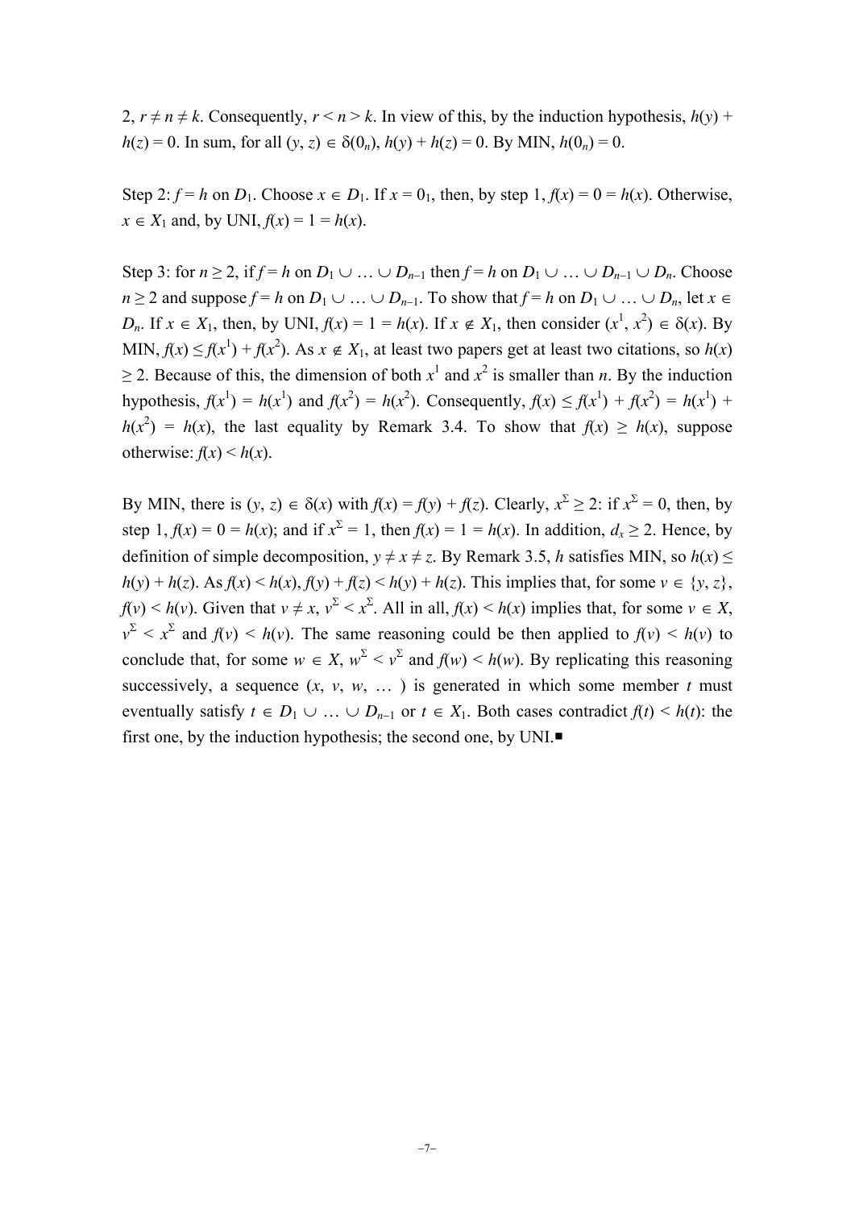2, $r \neq n \neq k$. Consequently, $r < n > k$. In view of this, by the induction hypothesis, $h(y) + h(z) = 0$. In sum, for all $(y, z) \in \delta(0_n)$, $h(y) + h(z) = 0$. By MIN, $h(0_n) = 0$.

Step 2: $f = h$ on $D_1$. Choose $x \in D_1$. If $x = 0_1$, then, by step 1, $f(x) = 0 = h(x)$. Otherwise, $x \in X_1$ and, by UNI, $f(x) = 1 = h(x)$.

Step 3: for $n \geq 2$, if $f = h$ on $D_1 \cup \ldots \cup D_{n-1}$ then $f = h$ on $D_1 \cup \ldots \cup D_{n-1} \cup D_n$. Choose $n \geq 2$ and suppose $f = h$ on $D_1 \cup \ldots \cup D_{n-1}$. To show that $f = h$ on $D_1 \cup \ldots \cup D_n$, let $x \in D_n$. If $x \in X_1$, then, by UNI, $f(x) = 1 = h(x)$. If $x \notin X_1$, then consider $(x^1, x^2) \in \delta(x)$. By MIN, $f(x) \leq f(x^1) + f(x^2)$. As $x \notin X_1$, at least two papers get at least two citations, so $h(x) \geq 2$. Because of this, the dimension of both $x^1$ and $x^2$ is smaller than $n$. By the induction hypothesis, $f(x^1) = h(x^1)$ and $f(x^2) = h(x^2)$. Consequently, $f(x) \leq f(x^1) + f(x^2) = h(x^1) + h(x^2) = h(x)$, the last equality by Remark 3.4. To show that $f(x) \geq h(x)$, suppose otherwise: $f(x) < h(x)$.

By MIN, there is $(y, z) \in \delta(x)$ with $f(x) = f(y) + f(z)$. Clearly, $x^\Sigma \geq 2$: if $x^\Sigma = 0$, then, by step 1, $f(x) = 0 = h(x)$; and if $x^\Sigma = 1$, then $f(x) = 1 = h(x)$. In addition, $d_x \geq 2$. Hence, by definition of simple decomposition, $y \neq x \neq z$. By Remark 3.5, $h$ satisfies MIN, so $h(x) \leq h(y) + h(z)$. As $f(x) < h(x)$, $f(y) + f(z) < h(y) + h(z)$. This implies that, for some $v \in \{y, z\}$, $f(v) < h(v)$. Given that $v \neq x$, $v^\Sigma < x^\Sigma$. All in all, $f(x) < h(x)$ implies that, for some $v \in X$, $v^\Sigma < x^\Sigma$ and $f(v) < h(v)$. The same reasoning could be then applied to $f(v) < h(v)$ to conclude that, for some $w \in X$, $w^\Sigma < v^\Sigma$ and $f(w) < h(w)$. By replicating this reasoning successively, a sequence $(x, v, w, \ldots)$ is generated in which some member $t$ must eventually satisfy $t \in D_1 \cup \ldots \cup D_{n-1}$ or $t \in X_1$. Both cases contradict $f(t) < h(t)$: the first one, by the induction hypothesis; the second one, by UNI.■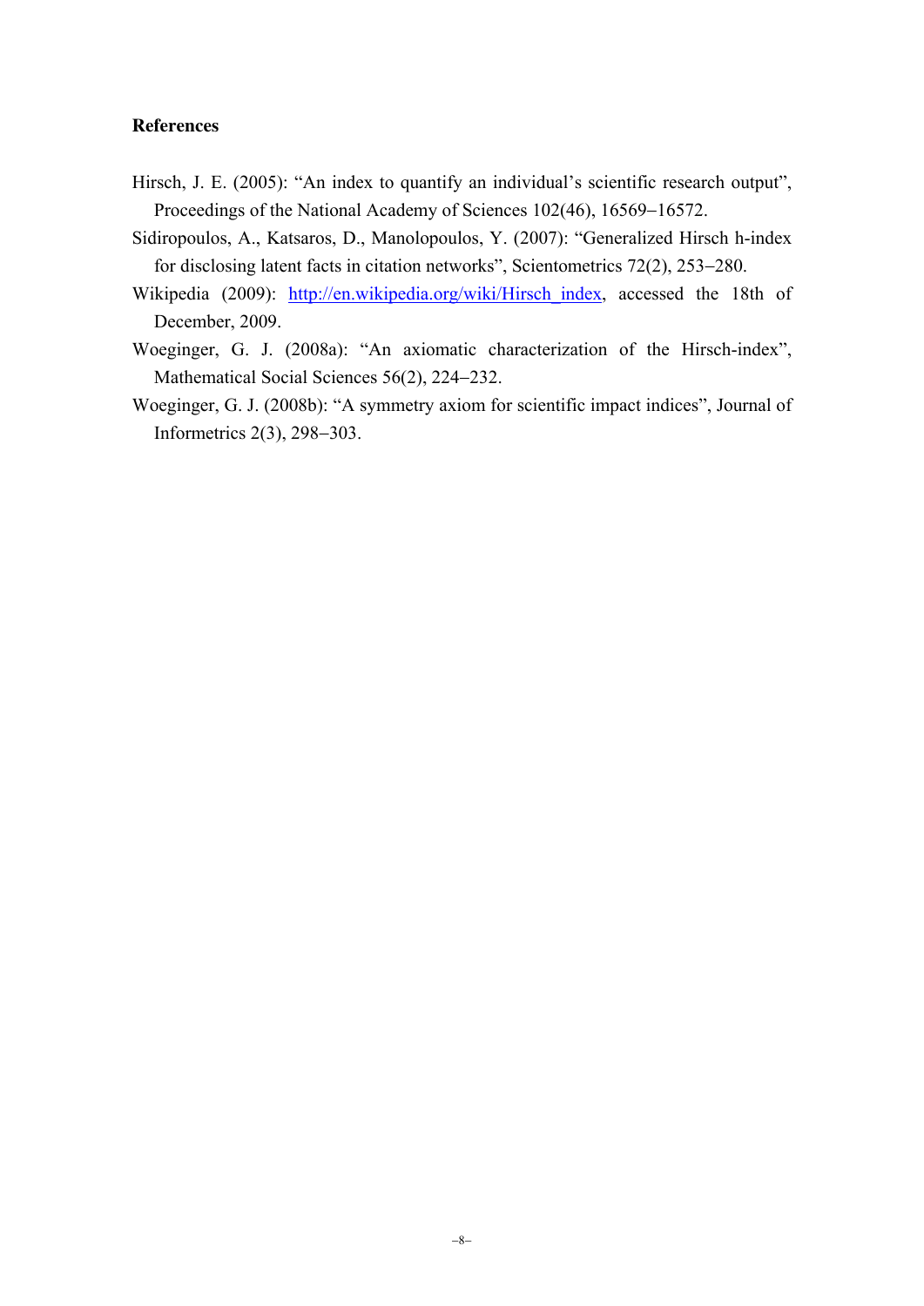**References**

Hirsch, J. E. (2005): “An index to quantify an individual’s scientific research output”, Proceedings of the National Academy of Sciences 102(46), 16569−16572.

Sidiropoulos, A., Katsaros, D., Manolopoulos, Y. (2007): “Generalized Hirsch h-index for disclosing latent facts in citation networks”, Scientometrics 72(2), 253−280.

Wikipedia (2009): http://en.wikipedia.org/wiki/Hirsch_index, accessed the 18th of December, 2009.

Woeginger, G. J. (2008a): “An axiomatic characterization of the Hirsch-index”, Mathematical Social Sciences 56(2), 224−232.

Woeginger, G. J. (2008b): “A symmetry axiom for scientific impact indices”, Journal of Informetrics 2(3), 298−303.